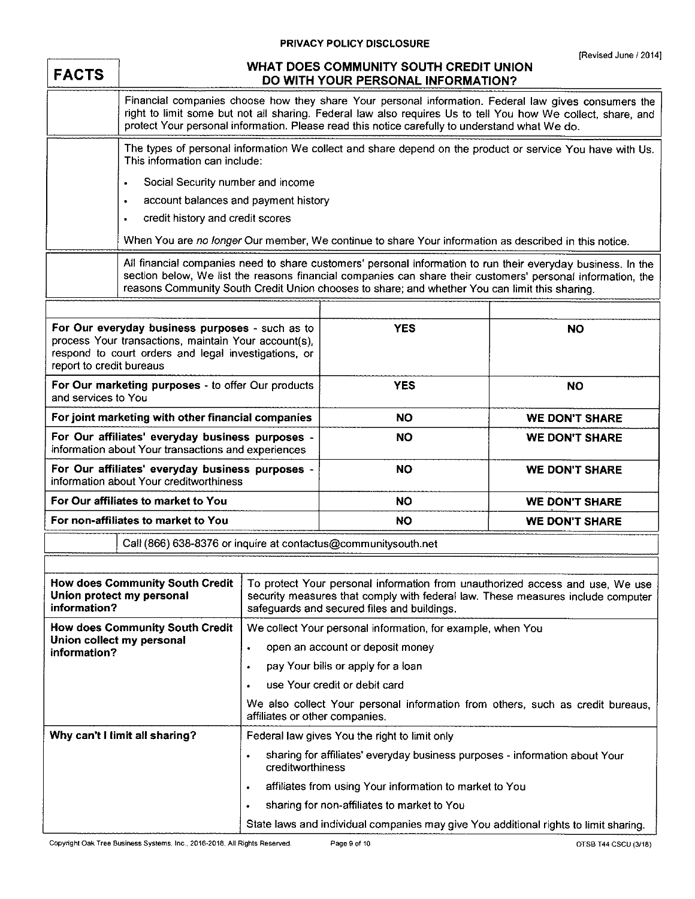PRIVACY POLICY DISCLOSURE

[Revised June / 2014]

| FACTS | WHAT DOES COMMUNITY SOUTH CREDIT UNION DO WITH YOUR PERSONAL INFORMATION? |
|---|---|
| | Financial companies choose how they share Your personal information. Federal law gives consumers the right to limit some but not all sharing. Federal law also requires Us to tell You how We collect, share, and protect Your personal information. Please read this notice carefully to understand what We do. |
| | The types of personal information We collect and share depend on the product or service You have with Us. This information can include:<br>• Social Security number and income<br>• account balances and payment history<br>• credit history and credit scores<br><br>When You are *no longer* Our member, We continue to share Your information as described in this notice. |
| | All financial companies need to share customers' personal information to run their everyday business. In the section below, We list the reasons financial companies can share their customers' personal information, the reasons Community South Credit Union chooses to share; and whether You can limit this sharing. |

| | | |
|---|---|---|
| **For Our everyday business purposes** - such as to process Your transactions, maintain Your account(s), respond to court orders and legal investigations, or report to credit bureaus | **YES** | **NO** |
| **For Our marketing purposes** - to offer Our products and services to You | **YES** | **NO** |
| **For joint marketing with other financial companies** | **NO** | **WE DON'T SHARE** |
| **For Our affiliates' everyday business purposes** - information about Your transactions and experiences | **NO** | **WE DON'T SHARE** |
| **For Our affiliates' everyday business purposes** - information about Your creditworthiness | **NO** | **WE DON'T SHARE** |
| **For Our affiliates to market to You** | **NO** | **WE DON'T SHARE** |
| **For non-affiliates to market to You** | **NO** | **WE DON'T SHARE** |

| | |
|---|---|
| | Call (866) 638-8376 or inquire at contactus@communitysouth.net |

| | |
|---|---|
| **How does Community South Credit Union protect my personal information?** | To protect Your personal information from unauthorized access and use, We use security measures that comply with federal law. These measures include computer safeguards and secured files and buildings. |
| **How does Community South Credit Union collect my personal information?** | We collect Your personal information, for example, when You<br>• open an account or deposit money<br>• pay Your bills or apply for a loan<br>• use Your credit or debit card<br><br>We also collect Your personal information from others, such as credit bureaus, affiliates or other companies. |
| **Why can't I limit all sharing?** | Federal law gives You the right to limit only<br>• sharing for affiliates' everyday business purposes - information about Your creditworthiness<br>• affiliates from using Your information to market to You<br>• sharing for non-affiliates to market to You<br><br>State laws and individual companies may give You additional rights to limit sharing. |

Copyright Oak Tree Business Systems, Inc., 2016-2018. All Rights Reserved. OTSB T44 CSCU (3/18)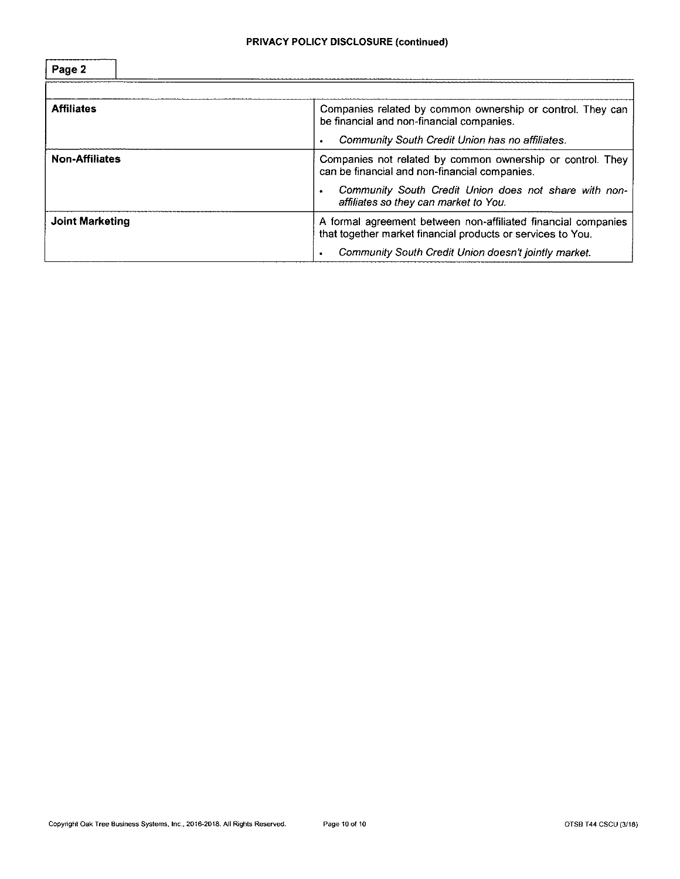**PRIVACY POLICY DISCLOSURE (continued)**

**Page 2**

| | |
|---|---|
| **Affiliates** | Companies related by common ownership or control. They can be financial and non-financial companies.<br>• *Community South Credit Union has no affiliates.* |
| **Non-Affiliates** | Companies not related by common ownership or control. They can be financial and non-financial companies.<br>• *Community South Credit Union does not share with non-affiliates so they can market to You.* |
| **Joint Marketing** | A formal agreement between non-affiliated financial companies that together market financial products or services to You.<br>• *Community South Credit Union doesn't jointly market.* |

Copyright Oak Tree Business Systems, Inc., 2016-2018. All Rights Reserved. OTSB T44 CSCU (3/18)